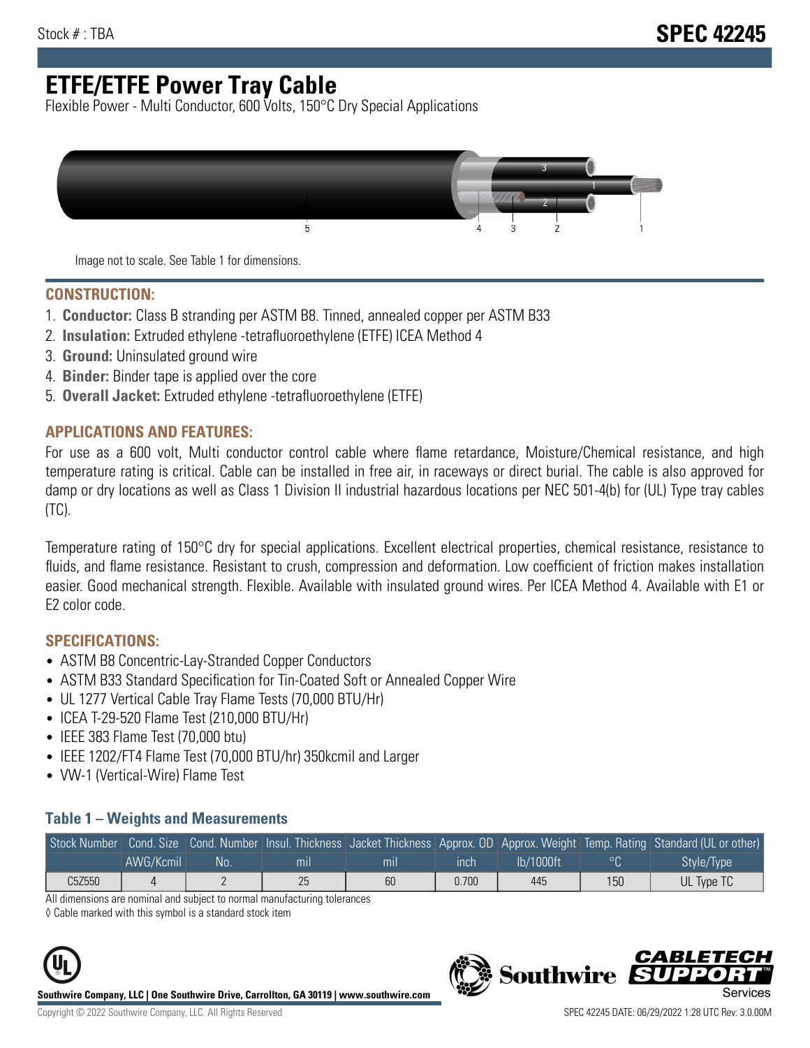Stock # : TBA

# SPEC 42245

# ETFE/ETFE Power Tray Cable

Flexible Power - Multi Conductor, 600 Volts, 150°C Dry Special Applications

Image not to scale. See Table 1 for dimensions.

## CONSTRUCTION:

1. **Conductor:** Class B stranding per ASTM B8. Tinned, annealed copper per ASTM B33
2. **Insulation:** Extruded ethylene -tetrafluoroethylene (ETFE) ICEA Method 4
3. **Ground:** Uninsulated ground wire
4. **Binder:** Binder tape is applied over the core
5. **Overall Jacket:** Extruded ethylene -tetrafluoroethylene (ETFE)

## APPLICATIONS AND FEATURES:

For use as a 600 volt, Multi conductor control cable where flame retardance, Moisture/Chemical resistance, and high temperature rating is critical. Cable can be installed in free air, in raceways or direct burial. The cable is also approved for damp or dry locations as well as Class 1 Division II industrial hazardous locations per NEC 501-4(b) for (UL) Type tray cables (TC).

Temperature rating of 150°C dry for special applications. Excellent electrical properties, chemical resistance, resistance to fluids, and flame resistance. Resistant to crush, compression and deformation. Low coefficient of friction makes installation easier. Good mechanical strength. Flexible. Available with insulated ground wires. Per ICEA Method 4. Available with E1 or E2 color code.

## SPECIFICATIONS:

- ASTM B8 Concentric-Lay-Stranded Copper Conductors
- ASTM B33 Standard Specification for Tin-Coated Soft or Annealed Copper Wire
- UL 1277 Vertical Cable Tray Flame Tests (70,000 BTU/Hr)
- ICEA T-29-520 Flame Test (210,000 BTU/Hr)
- IEEE 383 Flame Test (70,000 btu)
- IEEE 1202/FT4 Flame Test (70,000 BTU/hr) 350kcmil and Larger
- VW-1 (Vertical-Wire) Flame Test

### Table 1 – Weights and Measurements

| Stock Number | Cond. Size | Cond. Number | Insul. Thickness | Jacket Thickness | Approx. OD | Approx. Weight | Temp. Rating | Standard (UL or other) |
|---|---|---|---|---|---|---|---|---|
| | AWG/Kcmil | No. | mil | mil | inch | lb/1000ft | °C | Style/Type |
| C5Z550 | 4 | 2 | 25 | 60 | 0.700 | 445 | 150 | UL Type TC |

All dimensions are nominal and subject to normal manufacturing tolerances

◊ Cable marked with this symbol is a standard stock item

**Southwire Company, LLC | One Southwire Drive, Carrollton, GA 30119 | www.southwire.com**

Copyright © 2022 Southwire Company, LLC. All Rights Reserved

SPEC 42245 DATE: 06/29/2022 1:28 UTC Rev: 3.0.00M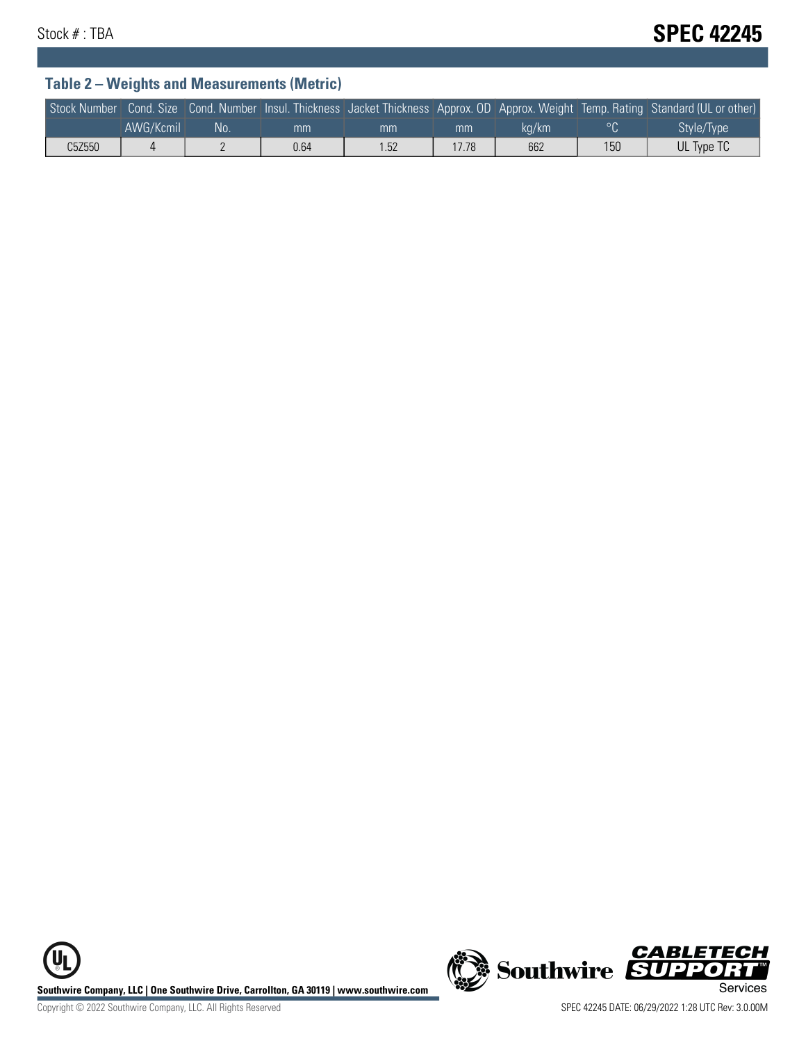### Table 2 – Weights and Measurements (Metric)

| Stock Number | Cond. Size | Cond. Number | Insul. Thickness | Jacket Thickness | Approx. OD | Approx. Weight | Temp. Rating | Standard (UL or other) |
|---|---|---|---|---|---|---|---|---|
| | AWG/Kcmil | No. | mm | mm | mm | kg/km | °C | Style/Type |
| C5Z550 | 4 | 2 | 0.64 | 1.52 | 17.78 | 662 | 150 | UL Type TC |

**Southwire Company, LLC | One Southwire Drive, Carrollton, GA 30119 | www.southwire.com**

Copyright © 2022 Southwire Company, LLC. All Rights Reserved

SPEC 42245 DATE: 06/29/2022 1:28 UTC Rev: 3.0.00M